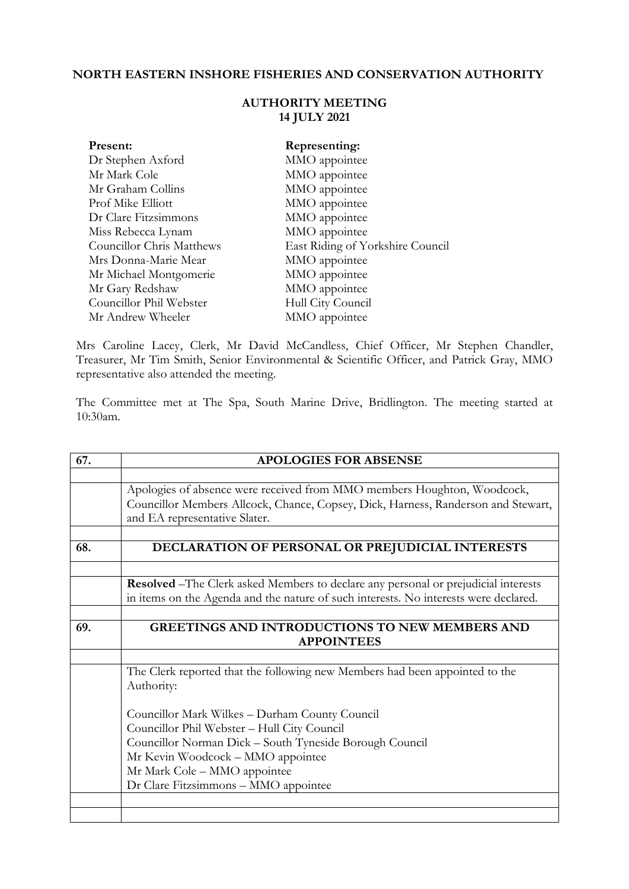**NORTH EASTERN INSHORE FISHERIES AND CONSERVATION AUTHORITY**

**AUTHORITY MEETING**
**14 JULY 2021**

| **Present:** | **Representing:** |
|---|---|
| Dr Stephen Axford | MMO appointee |
| Mr Mark Cole | MMO appointee |
| Mr Graham Collins | MMO appointee |
| Prof Mike Elliott | MMO appointee |
| Dr Clare Fitzsimmons | MMO appointee |
| Miss Rebecca Lynam | MMO appointee |
| Councillor Chris Matthews | East Riding of Yorkshire Council |
| Mrs Donna-Marie Mear | MMO appointee |
| Mr Michael Montgomerie | MMO appointee |
| Mr Gary Redshaw | MMO appointee |
| Councillor Phil Webster | Hull City Council |
| Mr Andrew Wheeler | MMO appointee |

Mrs Caroline Lacey, Clerk, Mr David McCandless, Chief Officer, Mr Stephen Chandler, Treasurer, Mr Tim Smith, Senior Environmental & Scientific Officer, and Patrick Gray, MMO representative also attended the meeting.

The Committee met at The Spa, South Marine Drive, Bridlington. The meeting started at 10:30am.

| 67. | **APOLOGIES FOR ABSENSE** |
|---|---|
| | |
| | Apologies of absence were received from MMO members Houghton, Woodcock, Councillor Members Allcock, Chance, Copsey, Dick, Harness, Randerson and Stewart, and EA representative Slater. |
| | |
| **68.** | **DECLARATION OF PERSONAL OR PREJUDICIAL INTERESTS** |
| | |
| | **Resolved** –The Clerk asked Members to declare any personal or prejudicial interests in items on the Agenda and the nature of such interests. No interests were declared. |
| | |
| **69.** | **GREETINGS AND INTRODUCTIONS TO NEW MEMBERS AND APPOINTEES** |
| | |
| | The Clerk reported that the following new Members had been appointed to the Authority:<br><br>Councillor Mark Wilkes – Durham County Council<br>Councillor Phil Webster – Hull City Council<br>Councillor Norman Dick – South Tyneside Borough Council<br>Mr Kevin Woodcock – MMO appointee<br>Mr Mark Cole – MMO appointee<br>Dr Clare Fitzsimmons – MMO appointee |
| | |
| | |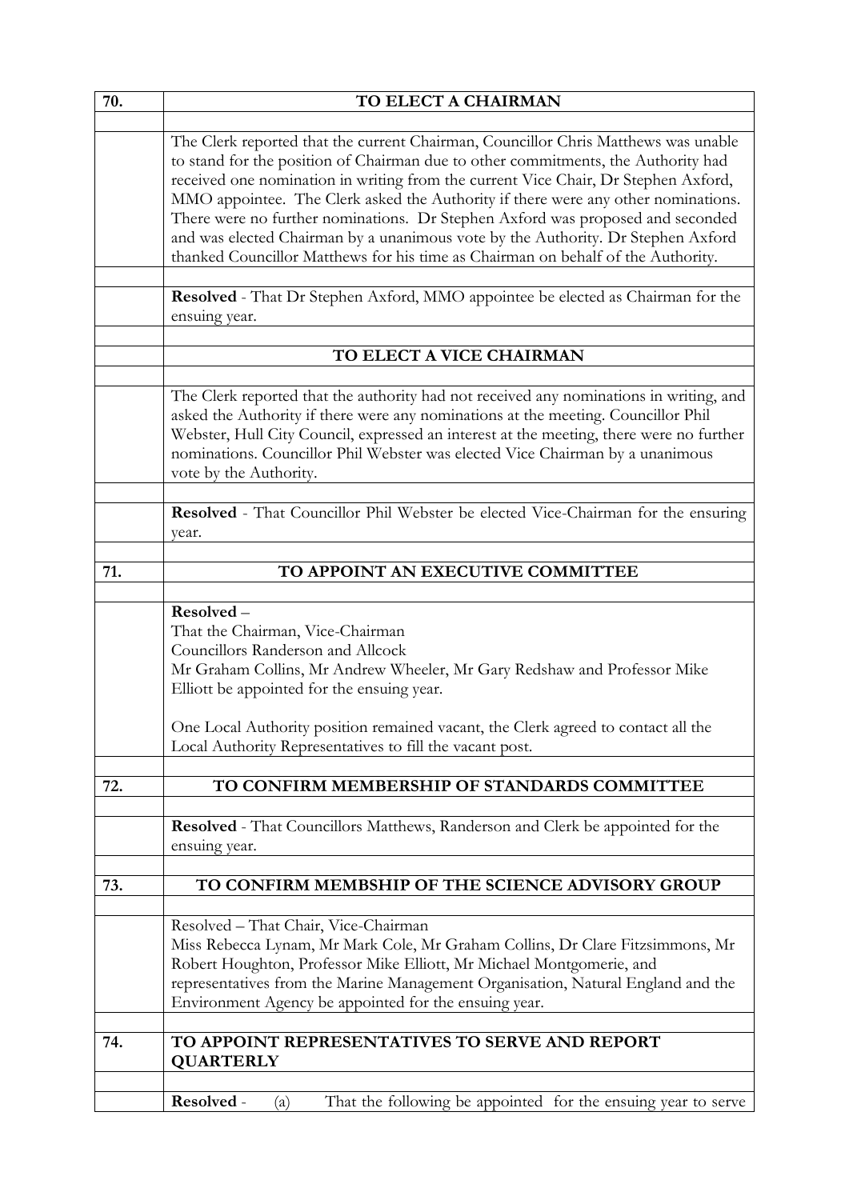| | |
|---|---|
| **70.** | **TO ELECT A CHAIRMAN** |
| | |
| | The Clerk reported that the current Chairman, Councillor Chris Matthews was unable to stand for the position of Chairman due to other commitments, the Authority had received one nomination in writing from the current Vice Chair, Dr Stephen Axford, MMO appointee. The Clerk asked the Authority if there were any other nominations. There were no further nominations. Dr Stephen Axford was proposed and seconded and was elected Chairman by a unanimous vote by the Authority. Dr Stephen Axford thanked Councillor Matthews for his time as Chairman on behalf of the Authority. |
| | |
| | **Resolved** - That Dr Stephen Axford, MMO appointee be elected as Chairman for the ensuing year. |
| | |
| | **TO ELECT A VICE CHAIRMAN** |
| | |
| | The Clerk reported that the authority had not received any nominations in writing, and asked the Authority if there were any nominations at the meeting. Councillor Phil Webster, Hull City Council, expressed an interest at the meeting, there were no further nominations. Councillor Phil Webster was elected Vice Chairman by a unanimous vote by the Authority. |
| | |
| | **Resolved** - That Councillor Phil Webster be elected Vice-Chairman for the ensuring year. |
| | |
| **71.** | **TO APPOINT AN EXECUTIVE COMMITTEE** |
| | |
| | **Resolved** – <br>That the Chairman, Vice-Chairman <br>Councillors Randerson and Allcock <br>Mr Graham Collins, Mr Andrew Wheeler, Mr Gary Redshaw and Professor Mike Elliott be appointed for the ensuing year. <br><br>One Local Authority position remained vacant, the Clerk agreed to contact all the Local Authority Representatives to fill the vacant post. |
| | |
| **72.** | **TO CONFIRM MEMBERSHIP OF STANDARDS COMMITTEE** |
| | |
| | **Resolved** - That Councillors Matthews, Randerson and Clerk be appointed for the ensuing year. |
| | |
| **73.** | **TO CONFIRM MEMBSHIP OF THE SCIENCE ADVISORY GROUP** |
| | |
| | Resolved – That Chair, Vice-Chairman <br>Miss Rebecca Lynam, Mr Mark Cole, Mr Graham Collins, Dr Clare Fitzsimmons, Mr Robert Houghton, Professor Mike Elliott, Mr Michael Montgomerie, and representatives from the Marine Management Organisation, Natural England and the Environment Agency be appointed for the ensuing year. |
| | |
| **74.** | **TO APPOINT REPRESENTATIVES TO SERVE AND REPORT QUARTERLY** |
| | |
| | **Resolved** - (a) That the following be appointed for the ensuing year to serve |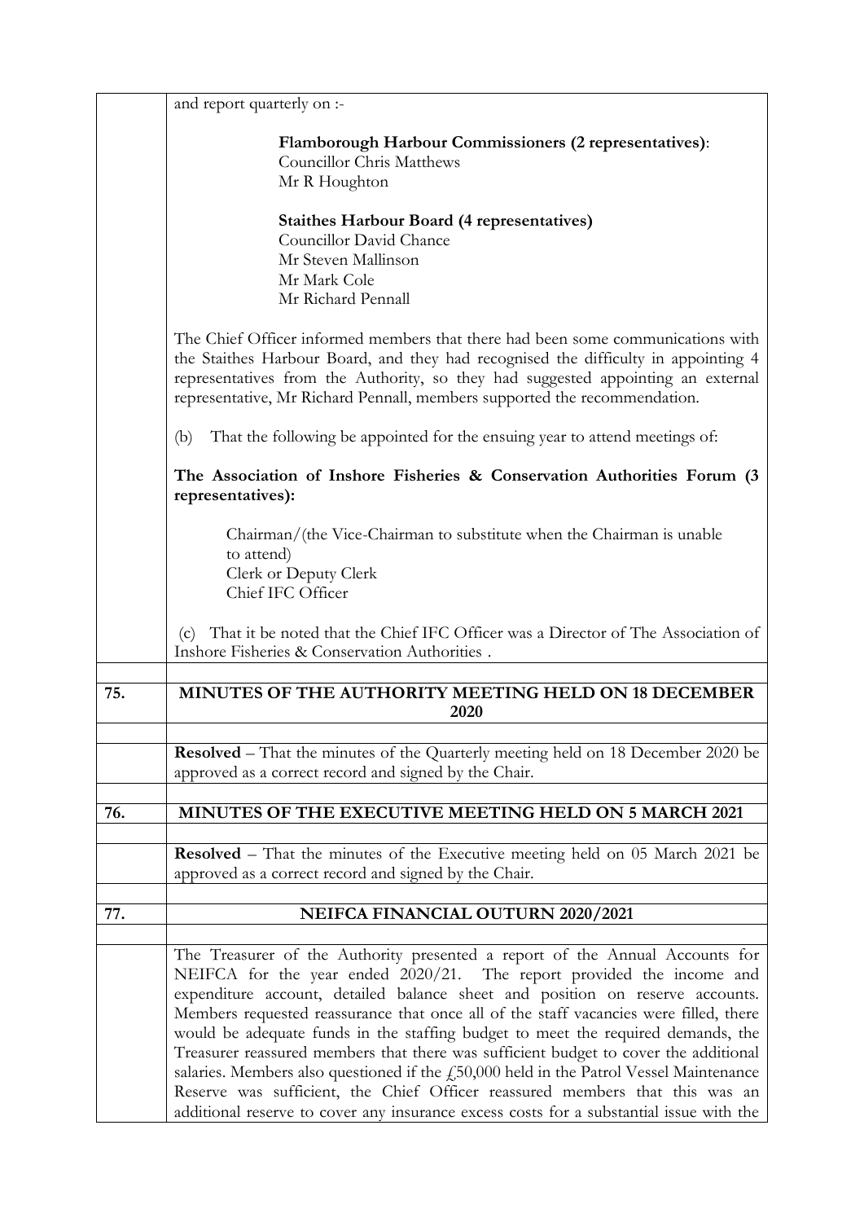and report quarterly on :-

**Flamborough Harbour Commissioners (2 representatives)**:
Councillor Chris Matthews
Mr R Houghton

**Staithes Harbour Board (4 representatives)**
Councillor David Chance
Mr Steven Mallinson
Mr Mark Cole
Mr Richard Pennall

The Chief Officer informed members that there had been some communications with the Staithes Harbour Board, and they had recognised the difficulty in appointing 4 representatives from the Authority, so they had suggested appointing an external representative, Mr Richard Pennall, members supported the recommendation.

(b) That the following be appointed for the ensuing year to attend meetings of:

**The Association of Inshore Fisheries & Conservation Authorities Forum (3 representatives):**

Chairman/(the Vice-Chairman to substitute when the Chairman is unable to attend)
Clerk or Deputy Clerk
Chief IFC Officer

(c) That it be noted that the Chief IFC Officer was a Director of The Association of Inshore Fisheries & Conservation Authorities .

## 75. MINUTES OF THE AUTHORITY MEETING HELD ON 18 DECEMBER 2020

**Resolved** – That the minutes of the Quarterly meeting held on 18 December 2020 be approved as a correct record and signed by the Chair.

## 76. MINUTES OF THE EXECUTIVE MEETING HELD ON 5 MARCH 2021

**Resolved** – That the minutes of the Executive meeting held on 05 March 2021 be approved as a correct record and signed by the Chair.

## 77. NEIFCA FINANCIAL OUTURN 2020/2021

The Treasurer of the Authority presented a report of the Annual Accounts for NEIFCA for the year ended 2020/21. The report provided the income and expenditure account, detailed balance sheet and position on reserve accounts. Members requested reassurance that once all of the staff vacancies were filled, there would be adequate funds in the staffing budget to meet the required demands, the Treasurer reassured members that there was sufficient budget to cover the additional salaries. Members also questioned if the £50,000 held in the Patrol Vessel Maintenance Reserve was sufficient, the Chief Officer reassured members that this was an additional reserve to cover any insurance excess costs for a substantial issue with the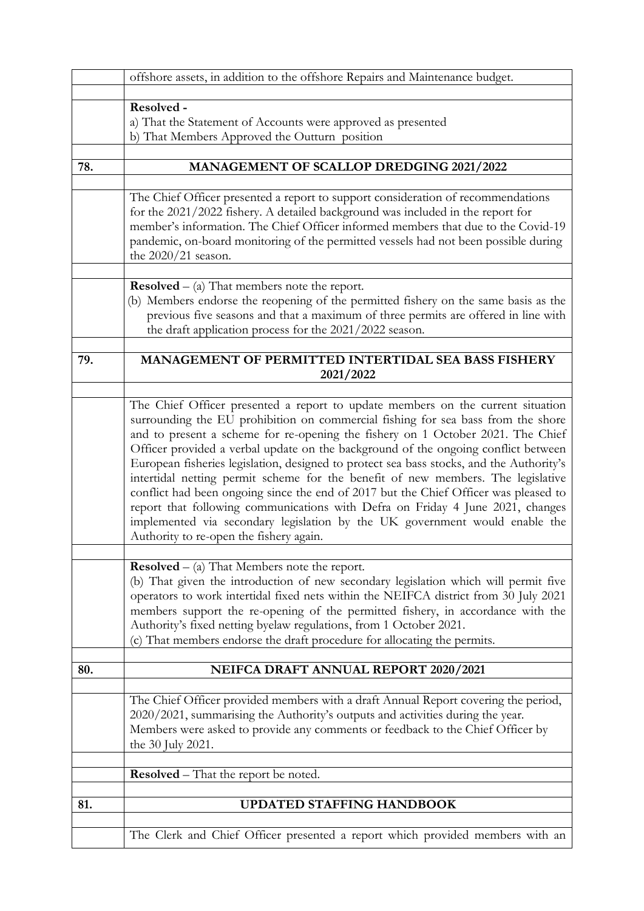offshore assets, in addition to the offshore Repairs and Maintenance budget.

**Resolved -**
a) That the Statement of Accounts were approved as presented
b) That Members Approved the Outturn position

## 78. MANAGEMENT OF SCALLOP DREDGING 2021/2022

The Chief Officer presented a report to support consideration of recommendations for the 2021/2022 fishery. A detailed background was included in the report for member's information. The Chief Officer informed members that due to the Covid-19 pandemic, on-board monitoring of the permitted vessels had not been possible during the 2020/21 season.

**Resolved** – (a) That members note the report.
(b) Members endorse the reopening of the permitted fishery on the same basis as the previous five seasons and that a maximum of three permits are offered in line with the draft application process for the 2021/2022 season.

## 79. MANAGEMENT OF PERMITTED INTERTIDAL SEA BASS FISHERY 2021/2022

The Chief Officer presented a report to update members on the current situation surrounding the EU prohibition on commercial fishing for sea bass from the shore and to present a scheme for re-opening the fishery on 1 October 2021. The Chief Officer provided a verbal update on the background of the ongoing conflict between European fisheries legislation, designed to protect sea bass stocks, and the Authority's intertidal netting permit scheme for the benefit of new members. The legislative conflict had been ongoing since the end of 2017 but the Chief Officer was pleased to report that following communications with Defra on Friday 4 June 2021, changes implemented via secondary legislation by the UK government would enable the Authority to re-open the fishery again.

**Resolved** – (a) That Members note the report.
(b) That given the introduction of new secondary legislation which will permit five operators to work intertidal fixed nets within the NEIFCA district from 30 July 2021 members support the re-opening of the permitted fishery, in accordance with the Authority's fixed netting byelaw regulations, from 1 October 2021.
(c) That members endorse the draft procedure for allocating the permits.

## 80. NEIFCA DRAFT ANNUAL REPORT 2020/2021

The Chief Officer provided members with a draft Annual Report covering the period, 2020/2021, summarising the Authority's outputs and activities during the year. Members were asked to provide any comments or feedback to the Chief Officer by the 30 July 2021.

**Resolved** – That the report be noted.

## 81. UPDATED STAFFING HANDBOOK

The Clerk and Chief Officer presented a report which provided members with an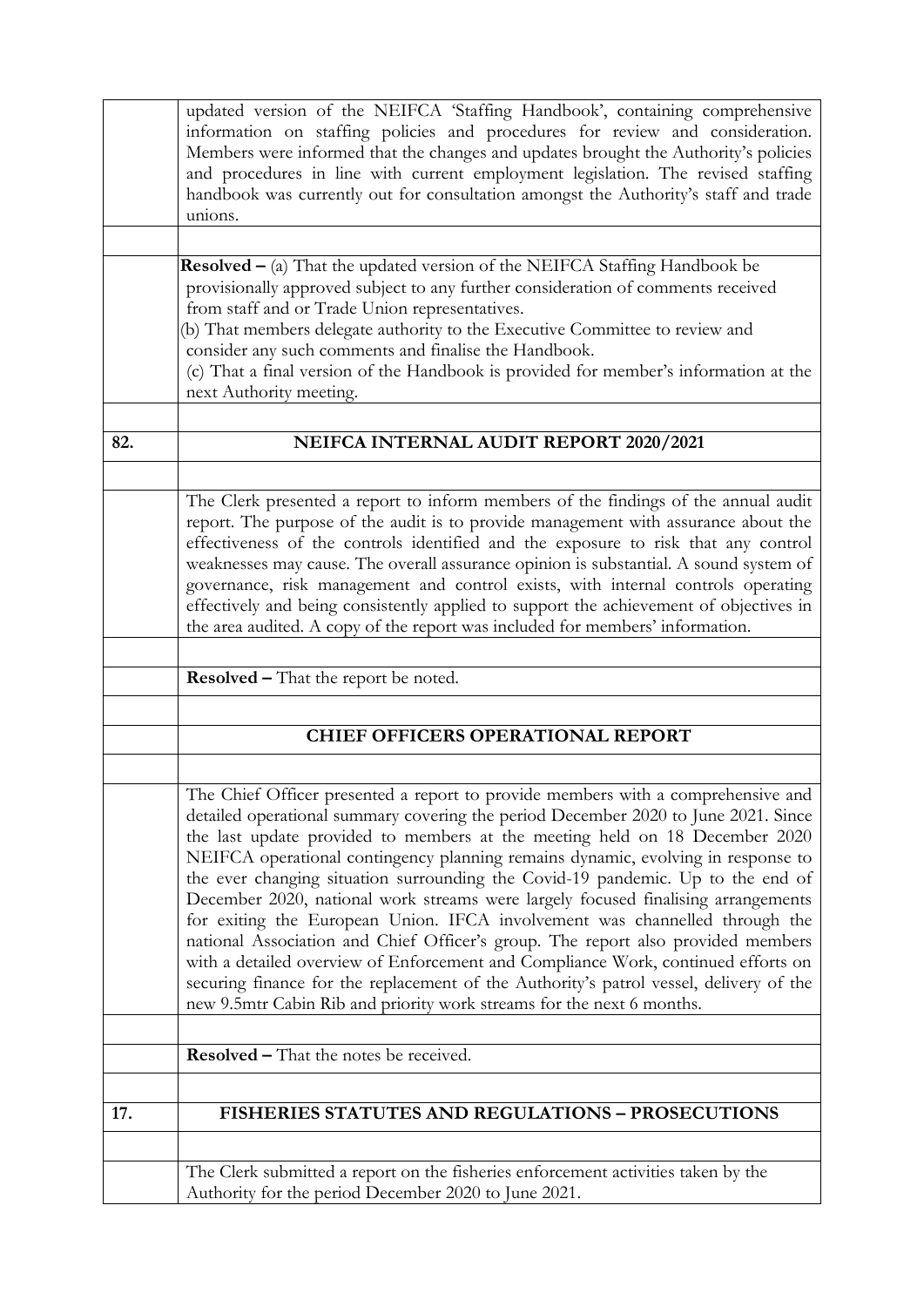updated version of the NEIFCA 'Staffing Handbook', containing comprehensive information on staffing policies and procedures for review and consideration. Members were informed that the changes and updates brought the Authority's policies and procedures in line with current employment legislation. The revised staffing handbook was currently out for consultation amongst the Authority's staff and trade unions.

**Resolved –** (a) That the updated version of the NEIFCA Staffing Handbook be provisionally approved subject to any further consideration of comments received from staff and or Trade Union representatives.
(b) That members delegate authority to the Executive Committee to review and consider any such comments and finalise the Handbook.
(c) That a final version of the Handbook is provided for member's information at the next Authority meeting.

## 82. NEIFCA INTERNAL AUDIT REPORT 2020/2021

The Clerk presented a report to inform members of the findings of the annual audit report. The purpose of the audit is to provide management with assurance about the effectiveness of the controls identified and the exposure to risk that any control weaknesses may cause. The overall assurance opinion is substantial. A sound system of governance, risk management and control exists, with internal controls operating effectively and being consistently applied to support the achievement of objectives in the area audited. A copy of the report was included for members' information.

**Resolved –** That the report be noted.

## CHIEF OFFICERS OPERATIONAL REPORT

The Chief Officer presented a report to provide members with a comprehensive and detailed operational summary covering the period December 2020 to June 2021. Since the last update provided to members at the meeting held on 18 December 2020 NEIFCA operational contingency planning remains dynamic, evolving in response to the ever changing situation surrounding the Covid-19 pandemic. Up to the end of December 2020, national work streams were largely focused finalising arrangements for exiting the European Union. IFCA involvement was channelled through the national Association and Chief Officer's group. The report also provided members with a detailed overview of Enforcement and Compliance Work, continued efforts on securing finance for the replacement of the Authority's patrol vessel, delivery of the new 9.5mtr Cabin Rib and priority work streams for the next 6 months.

**Resolved –** That the notes be received.

## 17. FISHERIES STATUTES AND REGULATIONS – PROSECUTIONS

The Clerk submitted a report on the fisheries enforcement activities taken by the Authority for the period December 2020 to June 2021.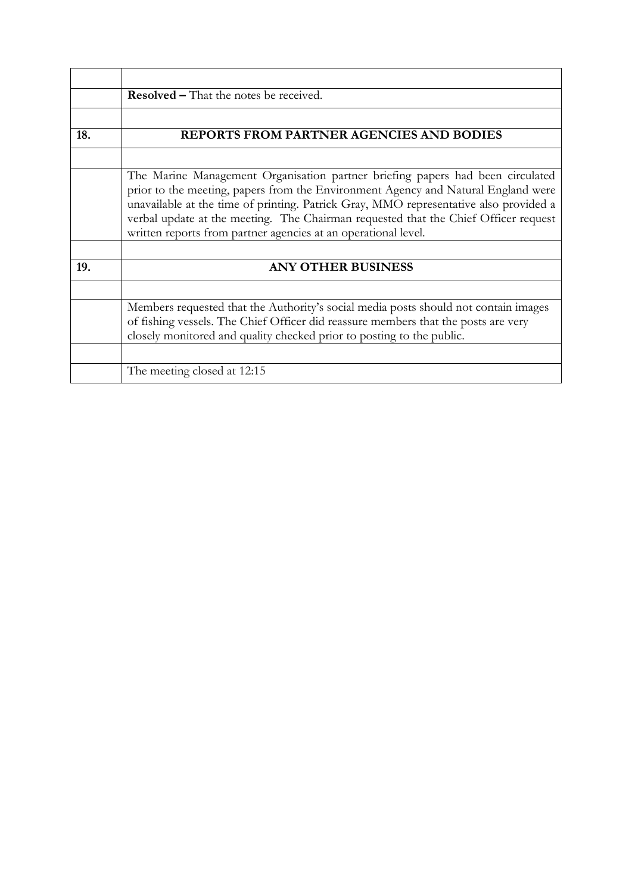| | |
|---|---|
| | |
| | **Resolved –** That the notes be received. |
| | |
| **18.** | **REPORTS FROM PARTNER AGENCIES AND BODIES** |
| | |
| | The Marine Management Organisation partner briefing papers had been circulated prior to the meeting, papers from the Environment Agency and Natural England were unavailable at the time of printing. Patrick Gray, MMO representative also provided a verbal update at the meeting. The Chairman requested that the Chief Officer request written reports from partner agencies at an operational level. |
| | |
| **19.** | **ANY OTHER BUSINESS** |
| | |
| | Members requested that the Authority's social media posts should not contain images of fishing vessels. The Chief Officer did reassure members that the posts are very closely monitored and quality checked prior to posting to the public. |
| | |
| | The meeting closed at 12:15 |